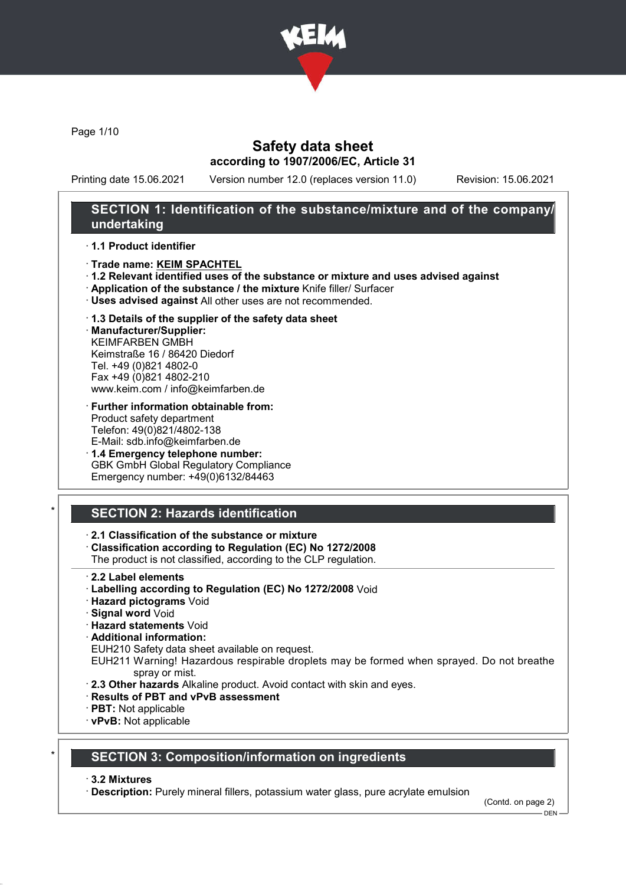# Safety data sheet

**according to 1907/2006/EC, Article 31**

Printing date 15.06.2021 Version number 12.0 (replaces version 11.0) Revision: 15.06.2021

## SECTION 1: Identification of the substance/mixture and of the company/undertaking

· **1.1 Product identifier**

· **Trade name: KEIM SPACHTEL**

· **1.2 Relevant identified uses of the substance or mixture and uses advised against**

· **Application of the substance / the mixture** Knife filler/ Surfacer

· **Uses advised against** All other uses are not recommended.

· **1.3 Details of the supplier of the safety data sheet**

· **Manufacturer/Supplier:**
KEIMFARBEN GMBH
Keimstraße 16 / 86420 Diedorf
Tel. +49 (0)821 4802-0
Fax +49 (0)821 4802-210
www.keim.com / info@keimfarben.de

· **Further information obtainable from:**
Product safety department
Telefon: 49(0)821/4802-138
E-Mail: sdb.info@keimfarben.de

· **1.4 Emergency telephone number:**
GBK GmbH Global Regulatory Compliance
Emergency number: +49(0)6132/84463

## SECTION 2: Hazards identification

· **2.1 Classification of the substance or mixture**

· **Classification according to Regulation (EC) No 1272/2008**
The product is not classified, according to the CLP regulation.

· **2.2 Label elements**

· **Labelling according to Regulation (EC) No 1272/2008** Void

· **Hazard pictograms** Void

· **Signal word** Void

· **Hazard statements** Void

· **Additional information:**
EUH210 Safety data sheet available on request.
EUH211 Warning! Hazardous respirable droplets may be formed when sprayed. Do not breathe spray or mist.

· **2.3 Other hazards** Alkaline product. Avoid contact with skin and eyes.

· **Results of PBT and vPvB assessment**

· **PBT:** Not applicable

· **vPvB:** Not applicable

## SECTION 3: Composition/information on ingredients

· **3.2 Mixtures**

· **Description:** Purely mineral fillers, potassium water glass, pure acrylate emulsion

(Contd. on page 2)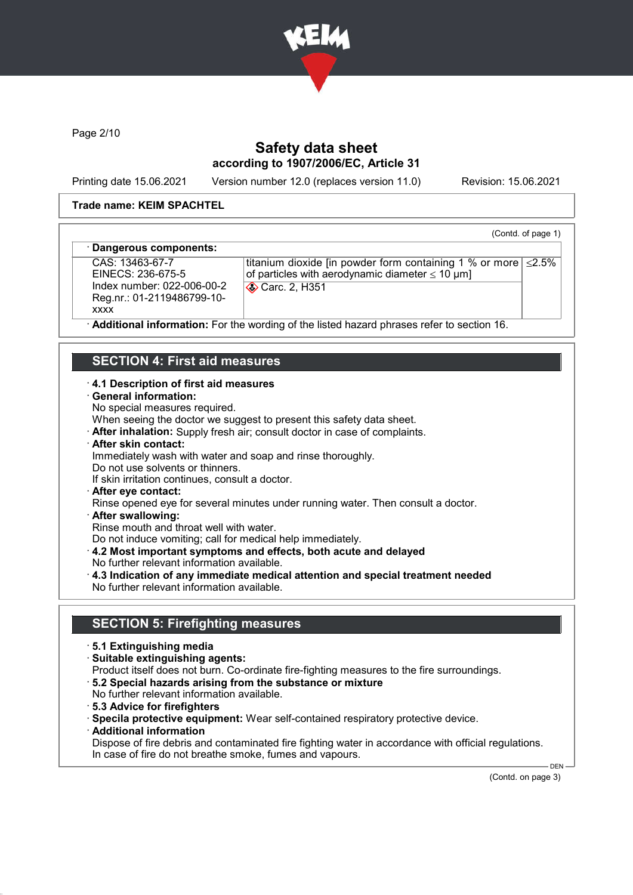Trade name: KEIM SPACHTEL

(Contd. of page 1)

· **Dangerous components:**

| | | |
|---|---|---|
| CAS: 13463-67-7<br>EINECS: 236-675-5<br>Index number: 022-006-00-2<br>Reg.nr.: 01-2119486799-10-xxxx | titanium dioxide [in powder form containing 1 % or more of particles with aerodynamic diameter ≤ 10 μm]<br>Carc. 2, H351 | ≤2.5% |

· **Additional information:** For the wording of the listed hazard phrases refer to section 16.

## SECTION 4: First aid measures

· **4.1 Description of first aid measures**

· **General information:**
No special measures required.
When seeing the doctor we suggest to present this safety data sheet.

· **After inhalation:** Supply fresh air; consult doctor in case of complaints.

· **After skin contact:**
Immediately wash with water and soap and rinse thoroughly.
Do not use solvents or thinners.
If skin irritation continues, consult a doctor.

· **After eye contact:**
Rinse opened eye for several minutes under running water. Then consult a doctor.

· **After swallowing:**
Rinse mouth and throat well with water.
Do not induce vomiting; call for medical help immediately.

· **4.2 Most important symptoms and effects, both acute and delayed**
No further relevant information available.

· **4.3 Indication of any immediate medical attention and special treatment needed**
No further relevant information available.

## SECTION 5: Firefighting measures

· **5.1 Extinguishing media**

· **Suitable extinguishing agents:**
Product itself does not burn. Co-ordinate fire-fighting measures to the fire surroundings.

· **5.2 Special hazards arising from the substance or mixture**
No further relevant information available.

· **5.3 Advice for firefighters**

· **Specila protective equipment:** Wear self-contained respiratory protective device.

· **Additional information**
Dispose of fire debris and contaminated fire fighting water in accordance with official regulations.
In case of fire do not breathe smoke, fumes and vapours.

(Contd. on page 3)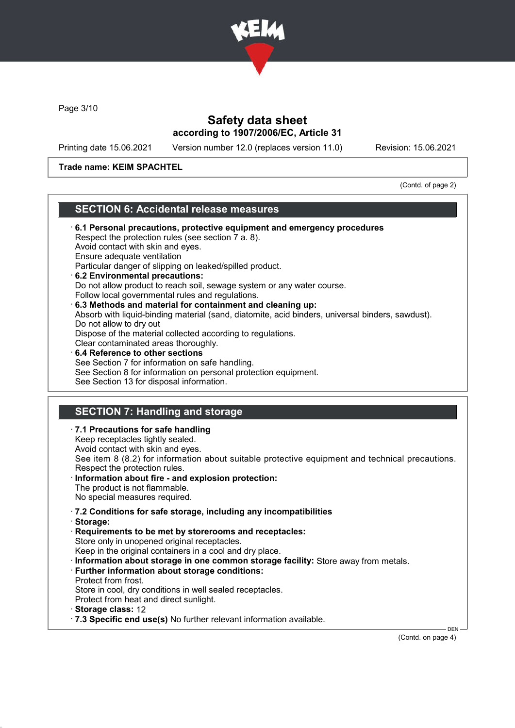Trade name: KEIM SPACHTEL

(Contd. of page 2)

## SECTION 6: Accidental release measures

· **6.1 Personal precautions, protective equipment and emergency procedures**
Respect the protection rules (see section 7 a. 8).
Avoid contact with skin and eyes.
Ensure adequate ventilation
Particular danger of slipping on leaked/spilled product.

· **6.2 Environmental precautions:**
Do not allow product to reach soil, sewage system or any water course.
Follow local governmental rules and regulations.

· **6.3 Methods and material for containment and cleaning up:**
Absorb with liquid-binding material (sand, diatomite, acid binders, universal binders, sawdust).
Do not allow to dry out
Dispose of the material collected according to regulations.
Clear contaminated areas thoroughly.

· **6.4 Reference to other sections**
See Section 7 for information on safe handling.
See Section 8 for information on personal protection equipment.
See Section 13 for disposal information.

## SECTION 7: Handling and storage

· **7.1 Precautions for safe handling**
Keep receptacles tightly sealed.
Avoid contact with skin and eyes.
See item 8 (8.2) for information about suitable protective equipment and technical precautions.
Respect the protection rules.

· **Information about fire - and explosion protection:**
The product is not flammable.
No special measures required.

· **7.2 Conditions for safe storage, including any incompatibilities**

· **Storage:**

· **Requirements to be met by storerooms and receptacles:**
Store only in unopened original receptacles.
Keep in the original containers in a cool and dry place.

· **Information about storage in one common storage facility:** Store away from metals.

· **Further information about storage conditions:**
Protect from frost.
Store in cool, dry conditions in well sealed receptacles.
Protect from heat and direct sunlight.

· **Storage class:** 12

· **7.3 Specific end use(s)** No further relevant information available.

(Contd. on page 4)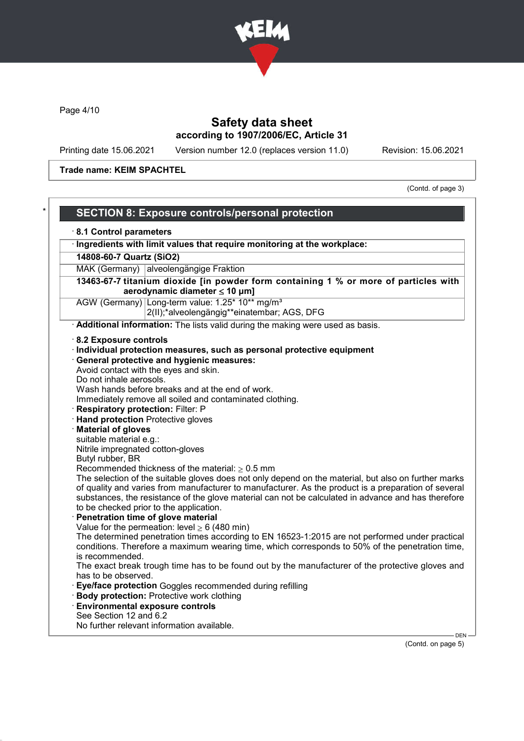Trade name: KEIM SPACHTEL

(Contd. of page 3)

## SECTION 8: Exposure controls/personal protection

· **8.1 Control parameters**

| · Ingredients with limit values that require monitoring at the workplace: | |
|---|---|
| **14808-60-7 Quartz ($SiO_2$)** | |
| MAK (Germany) | alveolengängige Fraktion |
| **13463-67-7 titanium dioxide [in powder form containing 1 % or more of particles with aerodynamic diameter ≤ 10 μm]** | |
| AGW (Germany) | Long-term value: 1.25* 10** mg/m³ 2(II);*alveolengängig**einatembar; AGS, DFG |

· **Additional information:** The lists valid during the making were used as basis.

· **8.2 Exposure controls**

· **Individual protection measures, such as personal protective equipment**

· **General protective and hygienic measures:**
Avoid contact with the eyes and skin.
Do not inhale aerosols.
Wash hands before breaks and at the end of work.
Immediately remove all soiled and contaminated clothing.

· **Respiratory protection:** Filter: P

· **Hand protection** Protective gloves

· **Material of gloves**
suitable material e.g.:
Nitrile impregnated cotton-gloves
Butyl rubber, BR
Recommended thickness of the material: ≥ 0.5 mm
The selection of the suitable gloves does not only depend on the material, but also on further marks of quality and varies from manufacturer to manufacturer. As the product is a preparation of several substances, the resistance of the glove material can not be calculated in advance and has therefore to be checked prior to the application.

· **Penetration time of glove material**
Value for the permeation: level ≥ 6 (480 min)
The determined penetration times according to EN 16523-1:2015 are not performed under practical conditions. Therefore a maximum wearing time, which corresponds to 50% of the penetration time, is recommended.
The exact break trough time has to be found out by the manufacturer of the protective gloves and has to be observed.

· **Eye/face protection** Goggles recommended during refilling

· **Body protection:** Protective work clothing

· **Environmental exposure controls**
See Section 12 and 6.2
No further relevant information available.

(Contd. on page 5)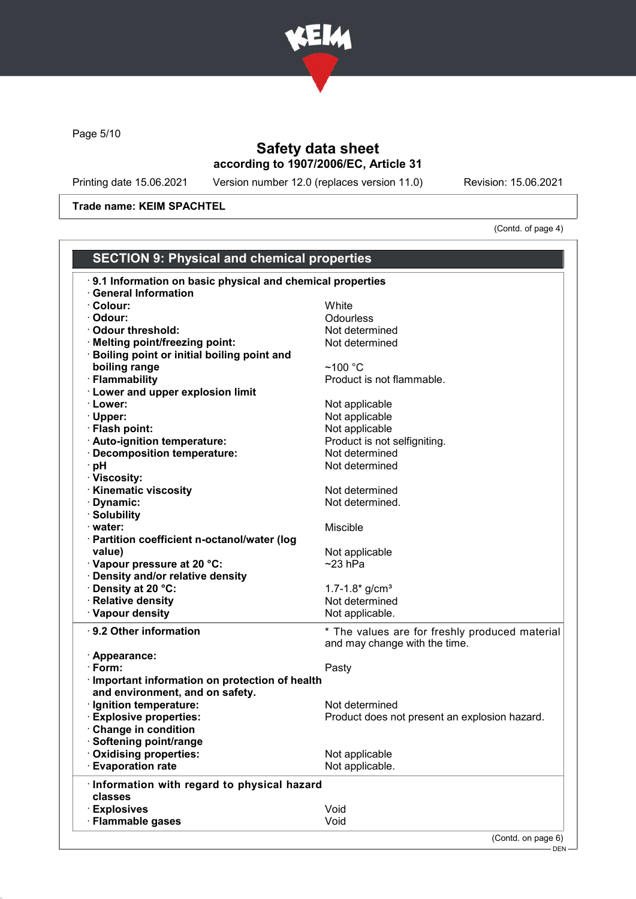# Safety data sheet

**according to 1907/2006/EC, Article 31**

Printing date 15.06.2021 Version number 12.0 (replaces version 11.0) Revision: 15.06.2021

**Trade name: KEIM SPACHTEL**

(Contd. of page 4)

## SECTION 9: Physical and chemical properties

· **9.1 Information on basic physical and chemical properties**

· **General Information**

| | |
|---|---|
| · **Colour:** | White |
| · **Odour:** | Odourless |
| · **Odour threshold:** | Not determined |
| · **Melting point/freezing point:** | Not determined |
| · **Boiling point or initial boiling point and boiling range** | ~100 °C |
| · **Flammability** | Product is not flammable. |
| · **Lower and upper explosion limit** | |
| · **Lower:** | Not applicable |
| · **Upper:** | Not applicable |
| · **Flash point:** | Not applicable |
| · **Auto-ignition temperature:** | Product is not selfigniting. |
| · **Decomposition temperature:** | Not determined |
| · **pH** | Not determined |
| · **Viscosity:** | |
| · **Kinematic viscosity** | Not determined |
| · **Dynamic:** | Not determined. |
| · **Solubility** | |
| · **water:** | Miscible |
| · **Partition coefficient n-octanol/water (log value)** | Not applicable |
| · **Vapour pressure at 20 °C:** | ~23 hPa |
| · **Density and/or relative density** | |
| · **Density at 20 °C:** | 1.7-1.8* g/cm³ |
| · **Relative density** | Not determined |
| · **Vapour density** | Not applicable. |

· **9.2 Other information** — * The values are for freshly produced material and may change with the time.

| | |
|---|---|
| · **Appearance:** | |
| · **Form:** | Pasty |
| · **Important information on protection of health and environment, and on safety.** | |
| · **Ignition temperature:** | Not determined |
| · **Explosive properties:** | Product does not present an explosion hazard. |
| · **Change in condition** | |
| · **Softening point/range** | |
| · **Oxidising properties:** | Not applicable |
| · **Evaporation rate** | Not applicable. |

· **Information with regard to physical hazard classes**

| | |
|---|---|
| · **Explosives** | Void |
| · **Flammable gases** | Void |

(Contd. on page 6)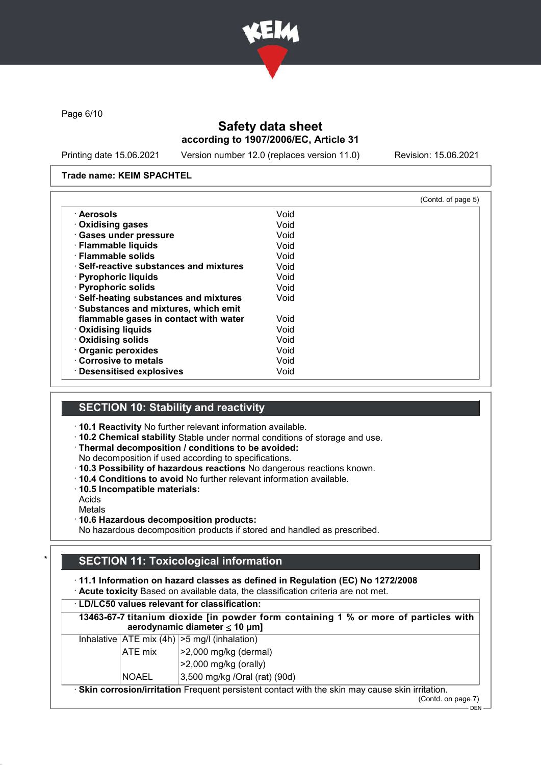# Safety data sheet

**according to 1907/2006/EC, Article 31**

Printing date 15.06.2021 Version number 12.0 (replaces version 11.0) Revision: 15.06.2021

**Trade name: KEIM SPACHTEL**

(Contd. of page 5)

| | |
|---|---|
| · **Aerosols** | Void |
| · **Oxidising gases** | Void |
| · **Gases under pressure** | Void |
| · **Flammable liquids** | Void |
| · **Flammable solids** | Void |
| · **Self-reactive substances and mixtures** | Void |
| · **Pyrophoric liquids** | Void |
| · **Pyrophoric solids** | Void |
| · **Self-heating substances and mixtures** | Void |
| · **Substances and mixtures, which emit flammable gases in contact with water** | Void |
| · **Oxidising liquids** | Void |
| · **Oxidising solids** | Void |
| · **Organic peroxides** | Void |
| · **Corrosive to metals** | Void |
| · **Desensitised explosives** | Void |

## SECTION 10: Stability and reactivity

· **10.1 Reactivity** No further relevant information available.
· **10.2 Chemical stability** Stable under normal conditions of storage and use.
· **Thermal decomposition / conditions to be avoided:**
No decomposition if used according to specifications.
· **10.3 Possibility of hazardous reactions** No dangerous reactions known.
· **10.4 Conditions to avoid** No further relevant information available.
· **10.5 Incompatible materials:**
Acids
Metals
· **10.6 Hazardous decomposition products:**
No hazardous decomposition products if stored and handled as prescribed.

## SECTION 11: Toxicological information

· **11.1 Information on hazard classes as defined in Regulation (EC) No 1272/2008**
· **Acute toxicity** Based on available data, the classification criteria are not met.

| · **LD/LC50 values relevant for classification:** | | |
|---|---|---|
| **13463-67-7 titanium dioxide [in powder form containing 1 % or more of particles with aerodynamic diameter ≤ 10 μm]** | | |
| Inhalative | ATE mix (4h) | >5 mg/l (inhalation) |
| | ATE mix | >2,000 mg/kg (dermal) |
| | | >2,000 mg/kg (orally) |
| | NOAEL | 3,500 mg/kg /Oral (rat) (90d) |

· **Skin corrosion/irritation** Frequent persistent contact with the skin may cause skin irritation.

(Contd. on page 7)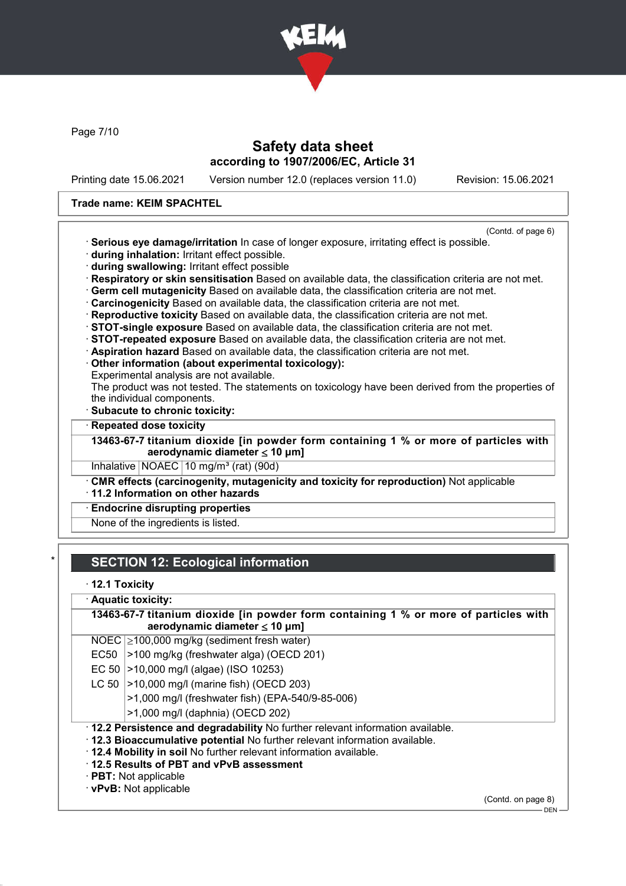(Contd. of page 6)

· **Serious eye damage/irritation** In case of longer exposure, irritating effect is possible.
· **during inhalation:** Irritant effect possible.
· **during swallowing:** Irritant effect possible
· **Respiratory or skin sensitisation** Based on available data, the classification criteria are not met.
· **Germ cell mutagenicity** Based on available data, the classification criteria are not met.
· **Carcinogenicity** Based on available data, the classification criteria are not met.
· **Reproductive toxicity** Based on available data, the classification criteria are not met.
· **STOT-single exposure** Based on available data, the classification criteria are not met.
· **STOT-repeated exposure** Based on available data, the classification criteria are not met.
· **Aspiration hazard** Based on available data, the classification criteria are not met.
· **Other information (about experimental toxicology):**
Experimental analysis are not available.
The product was not tested. The statements on toxicology have been derived from the properties of the individual components.
· **Subacute to chronic toxicity:**

· **Repeated dose toxicity**

| **13463-67-7 titanium dioxide [in powder form containing 1 % or more of particles with aerodynamic diameter ≤ 10 μm]** | | |
|---|---|---|
| Inhalative | NOAEC | 10 mg/m³ (rat) (90d) |

· **CMR effects (carcinogenity, mutagenicity and toxicity for reproduction)** Not applicable
· **11.2 Information on other hazards**

· **Endocrine disrupting properties**
None of the ingredients is listed.

## SECTION 12: Ecological information

· **12.1 Toxicity**

· **Aquatic toxicity:**

| **13463-67-7 titanium dioxide [in powder form containing 1 % or more of particles with aerodynamic diameter ≤ 10 μm]** | |
|---|---|
| NOEC | ≥100,000 mg/kg (sediment fresh water) |
| EC50 | >100 mg/kg (freshwater alga) (OECD 201) |
| EC 50 | >10,000 mg/l (algae) (ISO 10253) |
| LC 50 | >10,000 mg/l (marine fish) (OECD 203) |
| | >1,000 mg/l (freshwater fish) (EPA-540/9-85-006) |
| | >1,000 mg/l (daphnia) (OECD 202) |

· **12.2 Persistence and degradability** No further relevant information available.
· **12.3 Bioaccumulative potential** No further relevant information available.
· **12.4 Mobility in soil** No further relevant information available.
· **12.5 Results of PBT and vPvB assessment**
· **PBT:** Not applicable
· **vPvB:** Not applicable

(Contd. on page 8)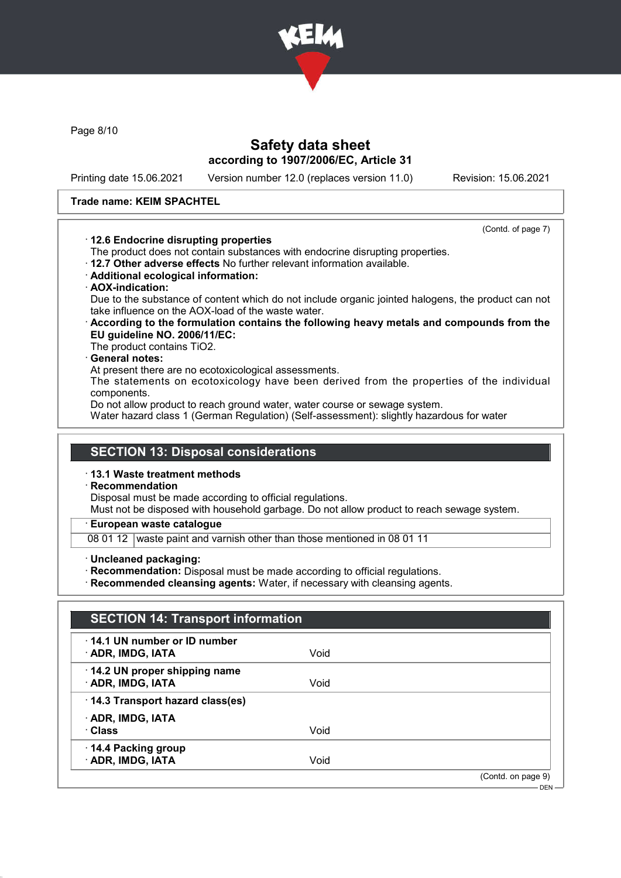Safety data sheet
according to 1907/2006/EC, Article 31

Printing date 15.06.2021 Version number 12.0 (replaces version 11.0) Revision: 15.06.2021

**Trade name: KEIM SPACHTEL**

(Contd. of page 7)

· **12.6 Endocrine disrupting properties**
The product does not contain substances with endocrine disrupting properties.
· **12.7 Other adverse effects** No further relevant information available.
· **Additional ecological information:**
· **AOX-indication:**
Due to the substance of content which do not include organic jointed halogens, the product can not take influence on the AOX-load of the waste water.
· **According to the formulation contains the following heavy metals and compounds from the EU guideline NO. 2006/11/EC:**
The product contains $TiO_2$.
· **General notes:**
At present there are no ecotoxicological assessments.
The statements on ecotoxicology have been derived from the properties of the individual components.
Do not allow product to reach ground water, water course or sewage system.
Water hazard class 1 (German Regulation) (Self-assessment): slightly hazardous for water

## SECTION 13: Disposal considerations

· **13.1 Waste treatment methods**
· **Recommendation**
Disposal must be made according to official regulations.
Must not be disposed with household garbage. Do not allow product to reach sewage system.

| · European waste catalogue | |
|---|---|
| 08 01 12 | waste paint and varnish other than those mentioned in 08 01 11 |

· **Uncleaned packaging:**
· **Recommendation:** Disposal must be made according to official regulations.
· **Recommended cleansing agents:** Water, if necessary with cleansing agents.

## SECTION 14: Transport information

| | |
|---|---|
| · **14.1 UN number or ID number** | |
| · **ADR, IMDG, IATA** | Void |
| · **14.2 UN proper shipping name** | |
| · **ADR, IMDG, IATA** | Void |
| · **14.3 Transport hazard class(es)** | |
| · **ADR, IMDG, IATA** | |
| · **Class** | Void |
| · **14.4 Packing group** | |
| · **ADR, IMDG, IATA** | Void |

(Contd. on page 9)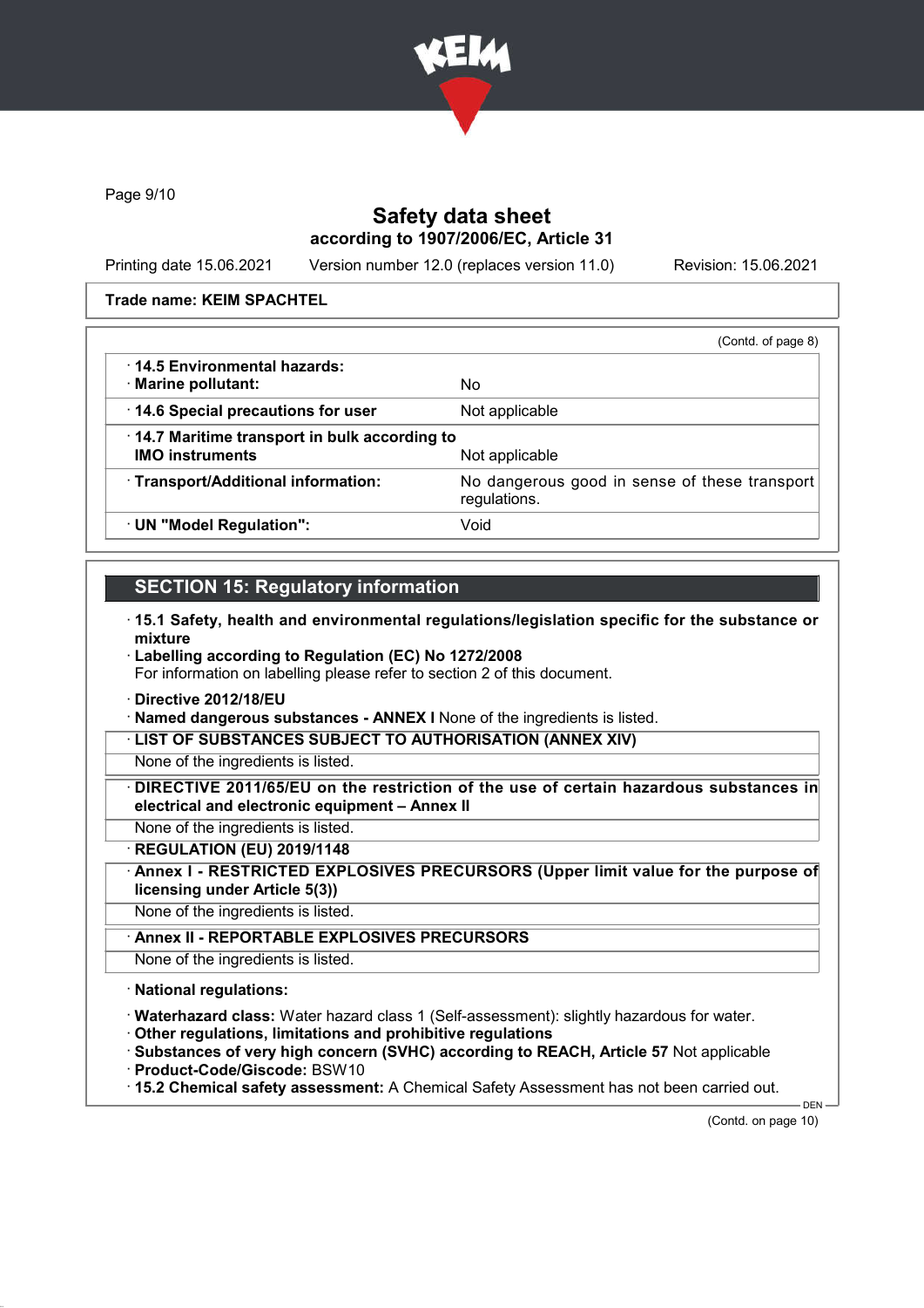Trade name: KEIM SPACHTEL

(Contd. of page 8)

| | |
|---|---|
| · **14.5 Environmental hazards:**<br>· **Marine pollutant:** | No |
| · **14.6 Special precautions for user** | Not applicable |
| · **14.7 Maritime transport in bulk according to IMO instruments** | Not applicable |
| · **Transport/Additional information:** | No dangerous good in sense of these transport regulations. |
| · **UN "Model Regulation":** | Void |

## SECTION 15: Regulatory information

· **15.1 Safety, health and environmental regulations/legislation specific for the substance or mixture**

· **Labelling according to Regulation (EC) No 1272/2008**
For information on labelling please refer to section 2 of this document.

· **Directive 2012/18/EU**

· **Named dangerous substances - ANNEX I** None of the ingredients is listed.

· **LIST OF SUBSTANCES SUBJECT TO AUTHORISATION (ANNEX XIV)**
None of the ingredients is listed.

· **DIRECTIVE 2011/65/EU on the restriction of the use of certain hazardous substances in electrical and electronic equipment – Annex II**
None of the ingredients is listed.

· **REGULATION (EU) 2019/1148**

· **Annex I - RESTRICTED EXPLOSIVES PRECURSORS (Upper limit value for the purpose of licensing under Article 5(3))**
None of the ingredients is listed.

· **Annex II - REPORTABLE EXPLOSIVES PRECURSORS**
None of the ingredients is listed.

· **National regulations:**

· **Waterhazard class:** Water hazard class 1 (Self-assessment): slightly hazardous for water.

· **Other regulations, limitations and prohibitive regulations**

· **Substances of very high concern (SVHC) according to REACH, Article 57** Not applicable

· **Product-Code/Giscode:** BSW10

· **15.2 Chemical safety assessment:** A Chemical Safety Assessment has not been carried out.

(Contd. on page 10)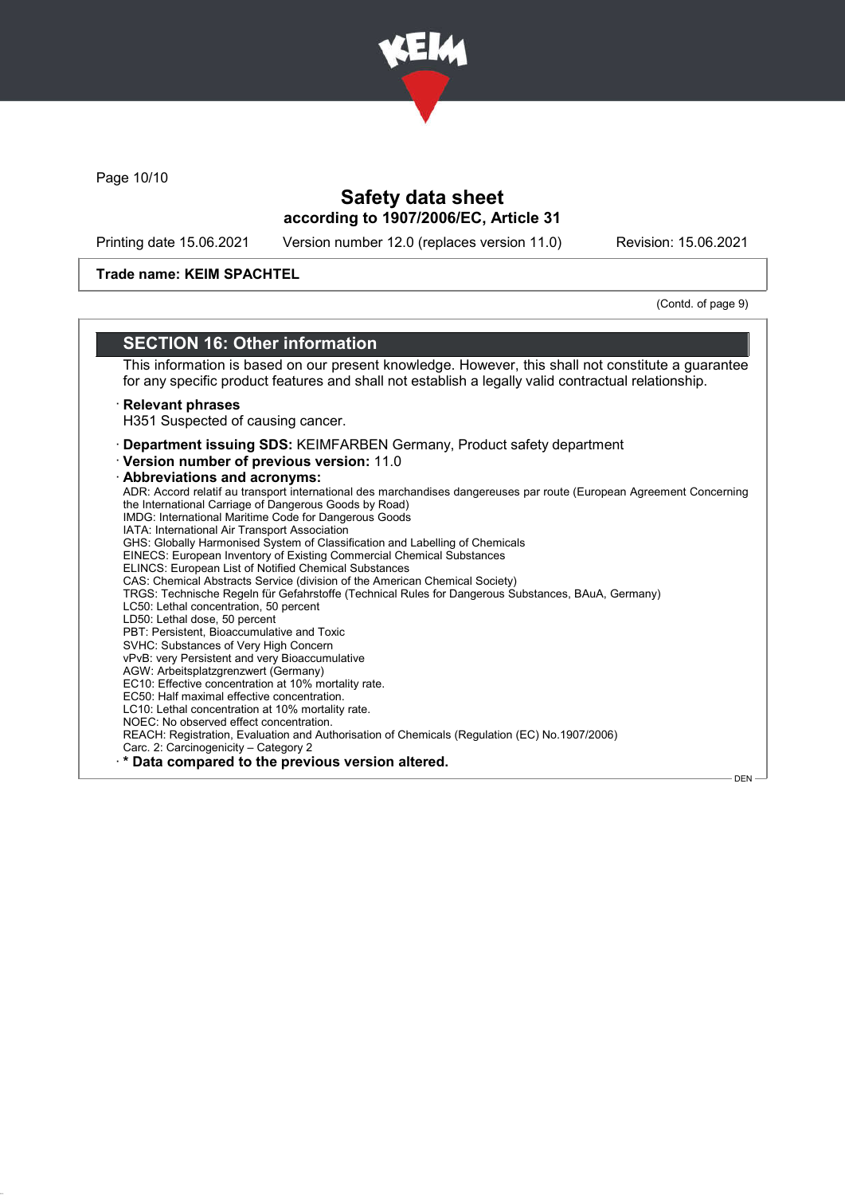# Safety data sheet
## according to 1907/2006/EC, Article 31

Printing date 15.06.2021 Version number 12.0 (replaces version 11.0) Revision: 15.06.2021

**Trade name: KEIM SPACHTEL**

(Contd. of page 9)

## SECTION 16: Other information

This information is based on our present knowledge. However, this shall not constitute a guarantee for any specific product features and shall not establish a legally valid contractual relationship.

· **Relevant phrases**
H351 Suspected of causing cancer.

· **Department issuing SDS:** KEIMFARBEN Germany, Product safety department
· **Version number of previous version:** 11.0
· **Abbreviations and acronyms:**
ADR: Accord relatif au transport international des marchandises dangereuses par route (European Agreement Concerning the International Carriage of Dangerous Goods by Road)
IMDG: International Maritime Code for Dangerous Goods
IATA: International Air Transport Association
GHS: Globally Harmonised System of Classification and Labelling of Chemicals
EINECS: European Inventory of Existing Commercial Chemical Substances
ELINCS: European List of Notified Chemical Substances
CAS: Chemical Abstracts Service (division of the American Chemical Society)
TRGS: Technische Regeln für Gefahrstoffe (Technical Rules for Dangerous Substances, BAuA, Germany)
LC50: Lethal concentration, 50 percent
LD50: Lethal dose, 50 percent
PBT: Persistent, Bioaccumulative and Toxic
SVHC: Substances of Very High Concern
vPvB: very Persistent and very Bioaccumulative
AGW: Arbeitsplatzgrenzwert (Germany)
EC10: Effective concentration at 10% mortality rate.
EC50: Half maximal effective concentration.
LC10: Lethal concentration at 10% mortality rate.
NOEC: No observed effect concentration.
REACH: Registration, Evaluation and Authorisation of Chemicals (Regulation (EC) No.1907/2006)
Carc. 2: Carcinogenicity – Category 2
· **\* Data compared to the previous version altered.**

DEN